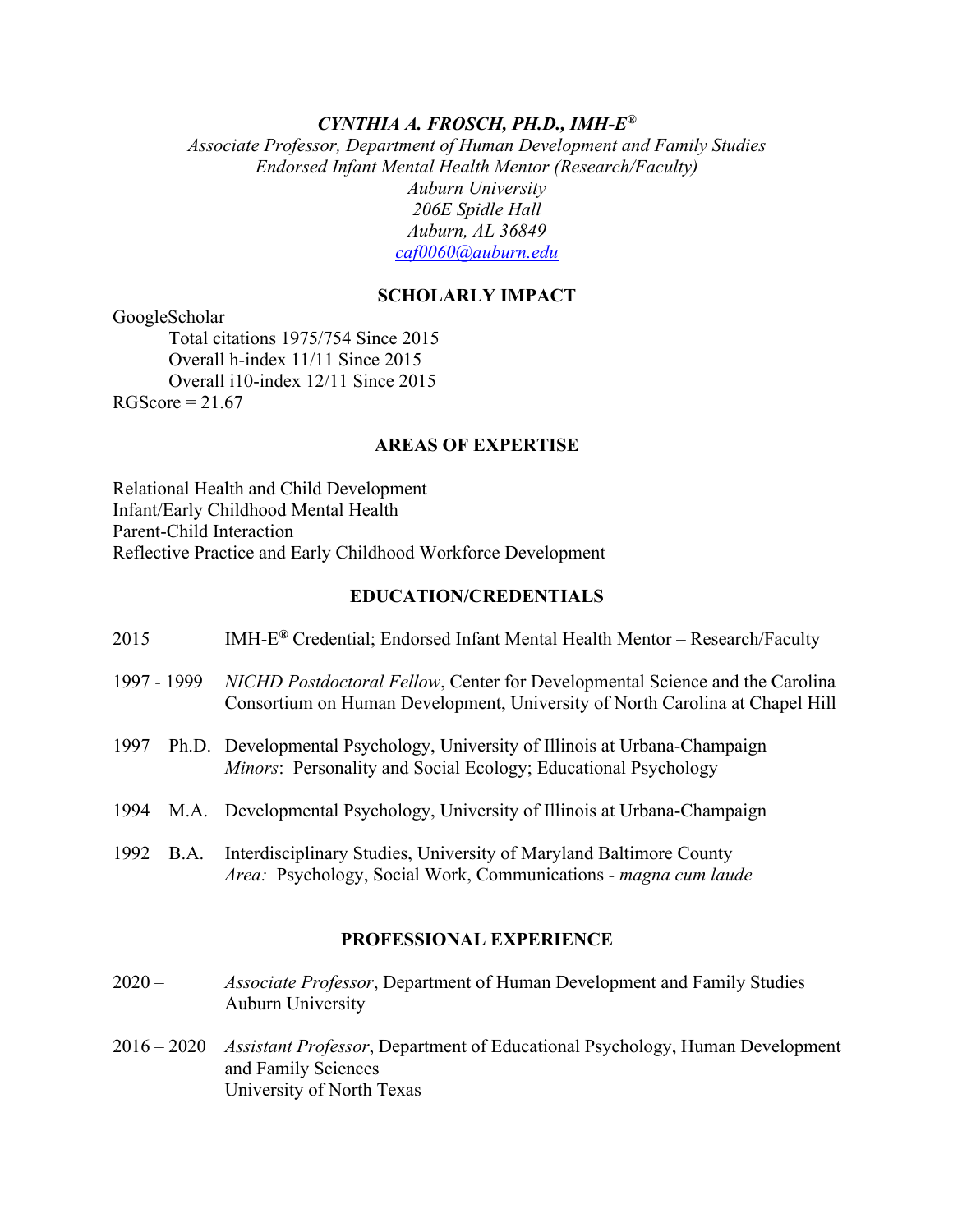# *CYNTHIA A. FROSCH, PH.D., IMH-E®*

*Associate Professor, Department of Human Development and Family Studies*
*Endorsed Infant Mental Health Mentor (Research/Faculty)*
*Auburn University*
*206E Spidle Hall*
*Auburn, AL 36849*
*caf0060@auburn.edu*

## SCHOLARLY IMPACT

GoogleScholar
- Total citations 1975/754 Since 2015
- Overall h-index 11/11 Since 2015
- Overall i10-index 12/11 Since 2015

RGScore = 21.67

## AREAS OF EXPERTISE

Relational Health and Child Development
Infant/Early Childhood Mental Health
Parent-Child Interaction
Reflective Practice and Early Childhood Workforce Development

## EDUCATION/CREDENTIALS

2015 — IMH-E® Credential; Endorsed Infant Mental Health Mentor – Research/Faculty

1997 - 1999 — *NICHD Postdoctoral Fellow*, Center for Developmental Science and the Carolina Consortium on Human Development, University of North Carolina at Chapel Hill

1997 Ph.D. — Developmental Psychology, University of Illinois at Urbana-Champaign
*Minors*: Personality and Social Ecology; Educational Psychology

1994 M.A. — Developmental Psychology, University of Illinois at Urbana-Champaign

1992 B.A. — Interdisciplinary Studies, University of Maryland Baltimore County
*Area:* Psychology, Social Work, Communications - *magna cum laude*

## PROFESSIONAL EXPERIENCE

2020 – — *Associate Professor*, Department of Human Development and Family Studies
Auburn University

2016 – 2020 — *Assistant Professor*, Department of Educational Psychology, Human Development and Family Sciences
University of North Texas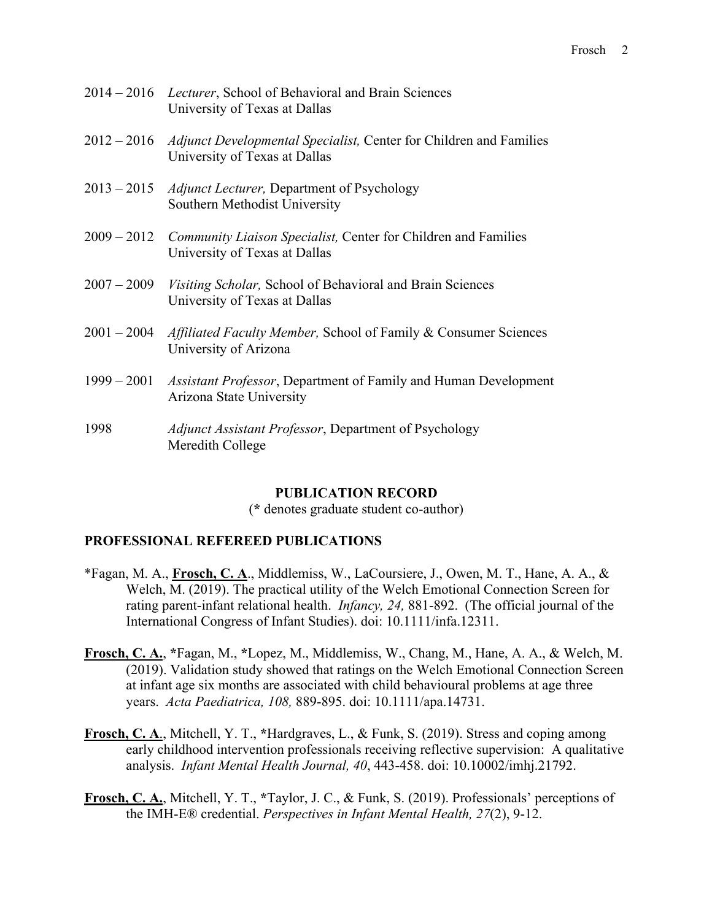2014 – 2016 *Lecturer*, School of Behavioral and Brain Sciences
University of Texas at Dallas

2012 – 2016 *Adjunct Developmental Specialist,* Center for Children and Families
University of Texas at Dallas

2013 – 2015 *Adjunct Lecturer,* Department of Psychology
Southern Methodist University

2009 – 2012 *Community Liaison Specialist,* Center for Children and Families
University of Texas at Dallas

2007 – 2009 *Visiting Scholar,* School of Behavioral and Brain Sciences
University of Texas at Dallas

2001 – 2004 *Affiliated Faculty Member,* School of Family & Consumer Sciences
University of Arizona

1999 – 2001 *Assistant Professor*, Department of Family and Human Development
Arizona State University

1998 *Adjunct Assistant Professor*, Department of Psychology
Meredith College

## PUBLICATION RECORD

(**\*** denotes graduate student co-author)

### PROFESSIONAL REFEREED PUBLICATIONS

*Fagan, M. A., **<u>Frosch, C. A</u>**., Middlemiss, W., LaCoursiere, J., Owen, M. T., Hane, A. A., & Welch, M. (2019). The practical utility of the Welch Emotional Connection Screen for rating parent-infant relational health. *Infancy, 24,* 881-892. (The official journal of the International Congress of Infant Studies). doi: 10.1111/infa.12311.

**<u>Frosch, C. A.</u>**, ***Fagan, M., *Lopez, M., Middlemiss, W., Chang, M., Hane, A. A., & Welch, M. (2019). Validation study showed that ratings on the Welch Emotional Connection Screen at infant age six months are associated with child behavioural problems at age three years. *Acta Paediatrica, 108,* 889-895. doi: 10.1111/apa.14731.

**<u>Frosch, C. A</u>**., Mitchell, Y. T., *Hardgraves, L., & Funk, S. (2019). Stress and coping among early childhood intervention professionals receiving reflective supervision: A qualitative analysis. *Infant Mental Health Journal, 40*, 443-458. doi: 10.10002/imhj.21792.

**<u>Frosch, C. A.</u>**, Mitchell, Y. T., *Taylor, J. C., & Funk, S. (2019). Professionals' perceptions of the IMH-E® credential. *Perspectives in Infant Mental Health, 27*(2), 9-12.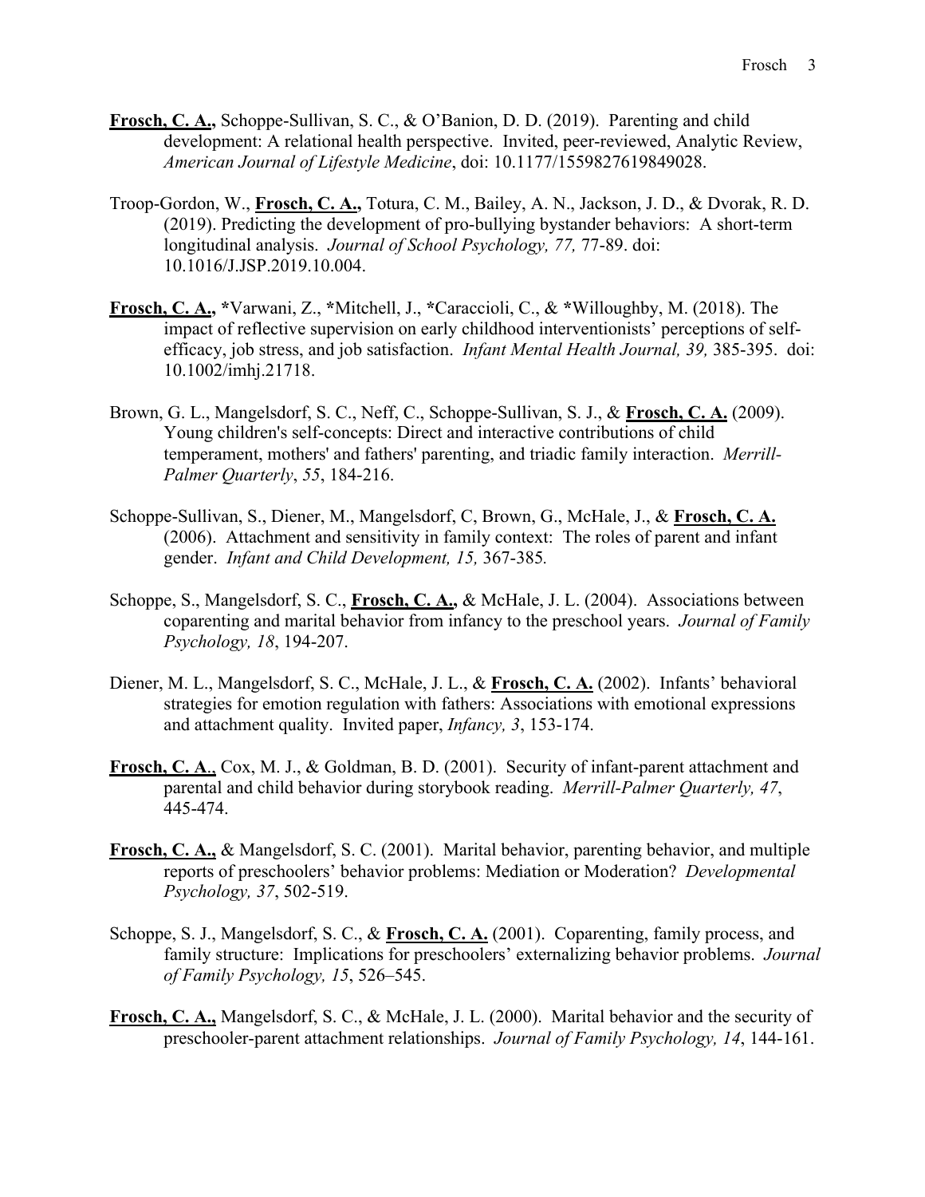**Frosch, C. A.,** Schoppe-Sullivan, S. C., & O'Banion, D. D. (2019). Parenting and child development: A relational health perspective. Invited, peer-reviewed, Analytic Review, *American Journal of Lifestyle Medicine*, doi: 10.1177/1559827619849028.

Troop-Gordon, W., **Frosch, C. A.,** Totura, C. M., Bailey, A. N., Jackson, J. D., & Dvorak, R. D. (2019). Predicting the development of pro-bullying bystander behaviors: A short-term longitudinal analysis. *Journal of School Psychology, 77,* 77-89. doi: 10.1016/J.JSP.2019.10.004.

**Frosch, C. A.,** *Varwani, Z., *Mitchell, J., *Caraccioli, C., & *Willoughby, M. (2018). The impact of reflective supervision on early childhood interventionists' perceptions of self-efficacy, job stress, and job satisfaction. *Infant Mental Health Journal, 39,* 385-395. doi: 10.1002/imhj.21718.

Brown, G. L., Mangelsdorf, S. C., Neff, C., Schoppe-Sullivan, S. J., & **Frosch, C. A.** (2009). Young children's self-concepts: Direct and interactive contributions of child temperament, mothers' and fathers' parenting, and triadic family interaction. *Merrill-Palmer Quarterly*, *55*, 184-216.

Schoppe-Sullivan, S., Diener, M., Mangelsdorf, C, Brown, G., McHale, J., & **Frosch, C. A.** (2006). Attachment and sensitivity in family context: The roles of parent and infant gender. *Infant and Child Development, 15,* 367-385*.*

Schoppe, S., Mangelsdorf, S. C., **Frosch, C. A.,** & McHale, J. L. (2004). Associations between coparenting and marital behavior from infancy to the preschool years. *Journal of Family Psychology, 18*, 194-207.

Diener, M. L., Mangelsdorf, S. C., McHale, J. L., & **Frosch, C. A.** (2002). Infants' behavioral strategies for emotion regulation with fathers: Associations with emotional expressions and attachment quality. Invited paper, *Infancy, 3*, 153-174.

**Frosch, C. A**., Cox, M. J., & Goldman, B. D. (2001). Security of infant-parent attachment and parental and child behavior during storybook reading. *Merrill-Palmer Quarterly, 47*, 445-474.

**Frosch, C. A.,** & Mangelsdorf, S. C. (2001). Marital behavior, parenting behavior, and multiple reports of preschoolers' behavior problems: Mediation or Moderation? *Developmental Psychology, 37*, 502-519.

Schoppe, S. J., Mangelsdorf, S. C., & **Frosch, C. A.** (2001). Coparenting, family process, and family structure: Implications for preschoolers' externalizing behavior problems. *Journal of Family Psychology, 15*, 526–545.

**Frosch, C. A.,** Mangelsdorf, S. C., & McHale, J. L. (2000). Marital behavior and the security of preschooler-parent attachment relationships. *Journal of Family Psychology, 14*, 144-161.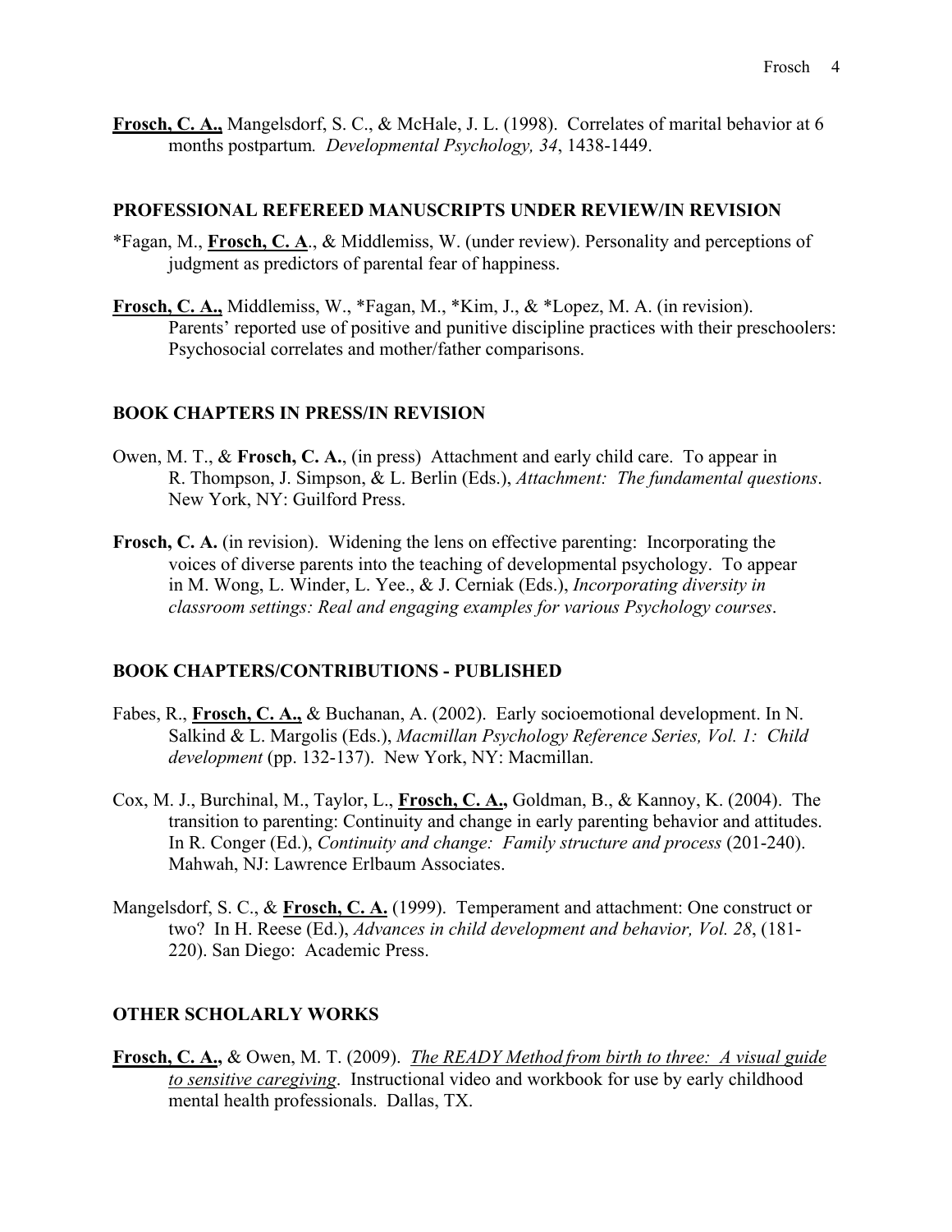**<u>Frosch, C. A.,</u>** Mangelsdorf, S. C., & McHale, J. L. (1998). Correlates of marital behavior at 6 months postpartum. *Developmental Psychology, 34*, 1438-1449.

## PROFESSIONAL REFEREED MANUSCRIPTS UNDER REVIEW/IN REVISION

*Fagan, M., **<u>Frosch, C. A</u>**., & Middlemiss, W. (under review). Personality and perceptions of judgment as predictors of parental fear of happiness.

**<u>Frosch, C. A.,</u>** Middlemiss, W., *Fagan, M., *Kim, J., & *Lopez, M. A. (in revision). Parents' reported use of positive and punitive discipline practices with their preschoolers: Psychosocial correlates and mother/father comparisons.

## BOOK CHAPTERS IN PRESS/IN REVISION

Owen, M. T., & **Frosch, C. A.**, (in press) Attachment and early child care. To appear in R. Thompson, J. Simpson, & L. Berlin (Eds.), *Attachment: The fundamental questions*. New York, NY: Guilford Press.

**Frosch, C. A.** (in revision). Widening the lens on effective parenting: Incorporating the voices of diverse parents into the teaching of developmental psychology. To appear in M. Wong, L. Winder, L. Yee., & J. Cerniak (Eds.), *Incorporating diversity in classroom settings: Real and engaging examples for various Psychology courses*.

## BOOK CHAPTERS/CONTRIBUTIONS - PUBLISHED

Fabes, R., **<u>Frosch, C. A.,</u>** & Buchanan, A. (2002). Early socioemotional development. In N. Salkind & L. Margolis (Eds.), *Macmillan Psychology Reference Series, Vol. 1: Child development* (pp. 132-137). New York, NY: Macmillan.

Cox, M. J., Burchinal, M., Taylor, L., **<u>Frosch, C. A.,</u>** Goldman, B., & Kannoy, K. (2004). The transition to parenting: Continuity and change in early parenting behavior and attitudes. In R. Conger (Ed.), *Continuity and change: Family structure and process* (201-240). Mahwah, NJ: Lawrence Erlbaum Associates.

Mangelsdorf, S. C., & **<u>Frosch, C. A.</u>** (1999). Temperament and attachment: One construct or two? In H. Reese (Ed.), *Advances in child development and behavior, Vol. 28*, (181-220). San Diego: Academic Press.

## OTHER SCHOLARLY WORKS

**<u>Frosch, C. A.,</u>** & Owen, M. T. (2009). *<u>The READY Method from birth to three: A visual guide to sensitive caregiving</u>*. Instructional video and workbook for use by early childhood mental health professionals. Dallas, TX.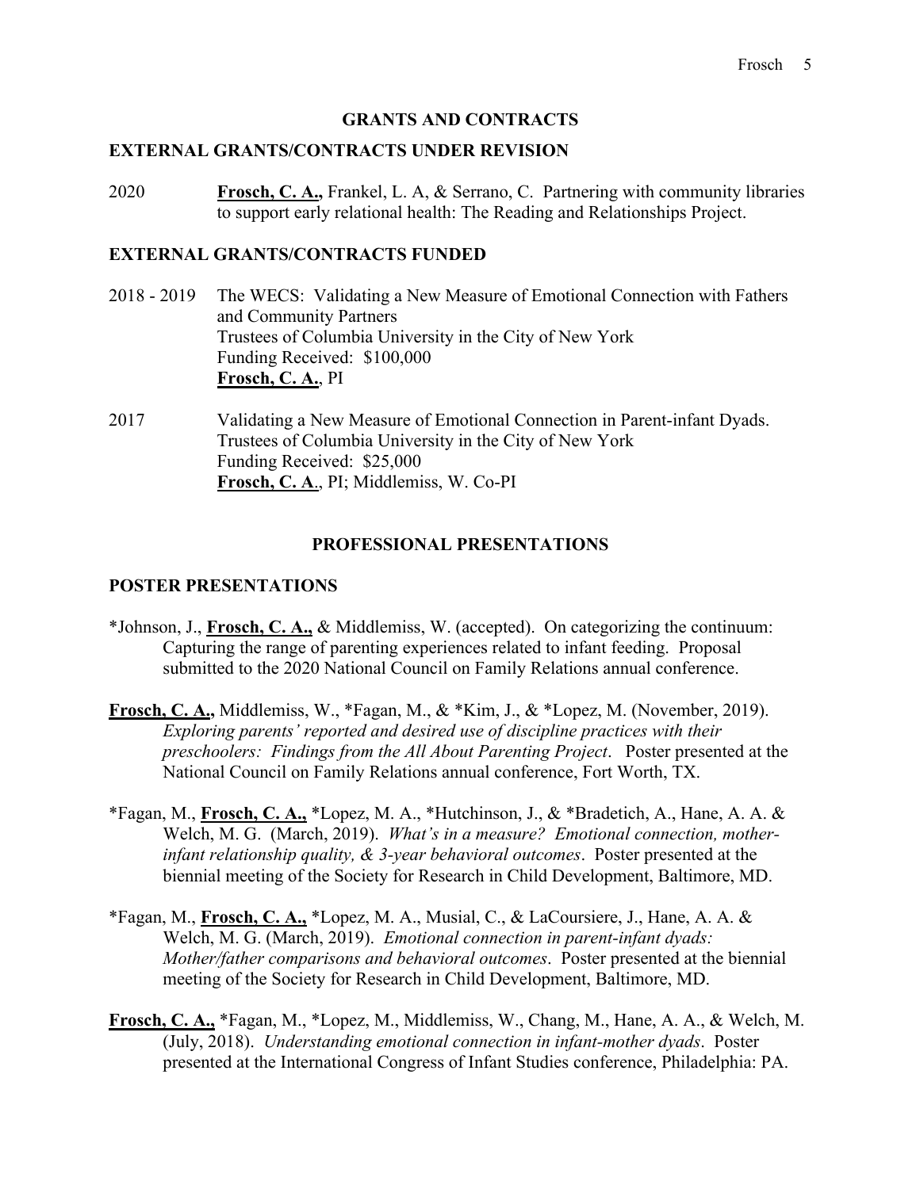## GRANTS AND CONTRACTS

### EXTERNAL GRANTS/CONTRACTS UNDER REVISION

2020 **Frosch, C. A.,** Frankel, L. A, & Serrano, C. Partnering with community libraries to support early relational health: The Reading and Relationships Project.

### EXTERNAL GRANTS/CONTRACTS FUNDED

2018 - 2019 The WECS: Validating a New Measure of Emotional Connection with Fathers and Community Partners
Trustees of Columbia University in the City of New York
Funding Received: $100,000
**Frosch, C. A.**, PI

2017 Validating a New Measure of Emotional Connection in Parent-infant Dyads.
Trustees of Columbia University in the City of New York
Funding Received: $25,000
**Frosch, C. A**., PI; Middlemiss, W. Co-PI

## PROFESSIONAL PRESENTATIONS

### POSTER PRESENTATIONS

*Johnson, J., **Frosch, C. A.,** & Middlemiss, W. (accepted). On categorizing the continuum: Capturing the range of parenting experiences related to infant feeding. Proposal submitted to the 2020 National Council on Family Relations annual conference.

**Frosch, C. A.,** Middlemiss, W., *Fagan, M., & *Kim, J., & *Lopez, M. (November, 2019). *Exploring parents' reported and desired use of discipline practices with their preschoolers: Findings from the All About Parenting Project*. Poster presented at the National Council on Family Relations annual conference, Fort Worth, TX.

*Fagan, M., **Frosch, C. A.,** *Lopez, M. A., *Hutchinson, J., & *Bradetich, A., Hane, A. A. & Welch, M. G. (March, 2019). *What's in a measure? Emotional connection, mother-infant relationship quality, & 3-year behavioral outcomes*. Poster presented at the biennial meeting of the Society for Research in Child Development, Baltimore, MD.

*Fagan, M., **Frosch, C. A.,** *Lopez, M. A., Musial, C., & LaCoursiere, J., Hane, A. A. & Welch, M. G. (March, 2019). *Emotional connection in parent-infant dyads: Mother/father comparisons and behavioral outcomes*. Poster presented at the biennial meeting of the Society for Research in Child Development, Baltimore, MD.

**Frosch, C. A.,** *Fagan, M., *Lopez, M., Middlemiss, W., Chang, M., Hane, A. A., & Welch, M. (July, 2018). *Understanding emotional connection in infant-mother dyads*. Poster presented at the International Congress of Infant Studies conference, Philadelphia: PA.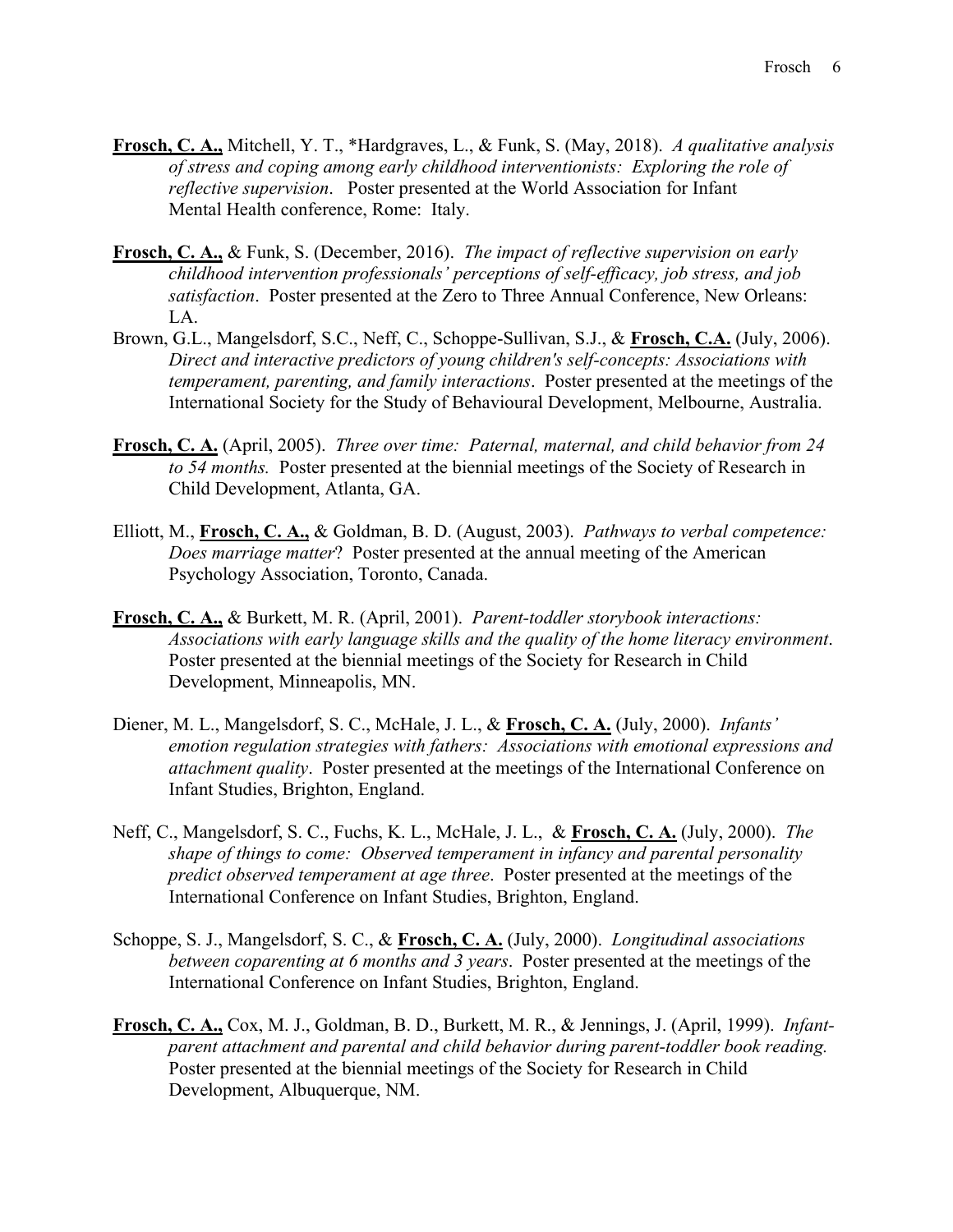**<u>Frosch, C. A.,</u>** Mitchell, Y. T., *Hardgraves, L., & Funk, S. (May, 2018). *A qualitative analysis of stress and coping among early childhood interventionists: Exploring the role of reflective supervision*. Poster presented at the World Association for Infant Mental Health conference, Rome: Italy.

**<u>Frosch, C. A.,</u>** & Funk, S. (December, 2016). *The impact of reflective supervision on early childhood intervention professionals' perceptions of self-efficacy, job stress, and job satisfaction*. Poster presented at the Zero to Three Annual Conference, New Orleans: LA.

Brown, G.L., Mangelsdorf, S.C., Neff, C., Schoppe-Sullivan, S.J., & **<u>Frosch, C.A.</u>** (July, 2006). *Direct and interactive predictors of young children's self-concepts: Associations with temperament, parenting, and family interactions*. Poster presented at the meetings of the International Society for the Study of Behavioural Development, Melbourne, Australia.

**<u>Frosch, C. A.</u>** (April, 2005). *Three over time: Paternal, maternal, and child behavior from 24 to 54 months.* Poster presented at the biennial meetings of the Society of Research in Child Development, Atlanta, GA.

Elliott, M., **<u>Frosch, C. A.,</u>** & Goldman, B. D. (August, 2003). *Pathways to verbal competence: Does marriage matter*? Poster presented at the annual meeting of the American Psychology Association, Toronto, Canada.

**<u>Frosch, C. A.,</u>** & Burkett, M. R. (April, 2001). *Parent-toddler storybook interactions: Associations with early language skills and the quality of the home literacy environment*. Poster presented at the biennial meetings of the Society for Research in Child Development, Minneapolis, MN.

Diener, M. L., Mangelsdorf, S. C., McHale, J. L., & **<u>Frosch, C. A.</u>** (July, 2000). *Infants' emotion regulation strategies with fathers: Associations with emotional expressions and attachment quality*. Poster presented at the meetings of the International Conference on Infant Studies, Brighton, England.

Neff, C., Mangelsdorf, S. C., Fuchs, K. L., McHale, J. L., & **<u>Frosch, C. A.</u>** (July, 2000). *The shape of things to come: Observed temperament in infancy and parental personality predict observed temperament at age three*. Poster presented at the meetings of the International Conference on Infant Studies, Brighton, England.

Schoppe, S. J., Mangelsdorf, S. C., & **<u>Frosch, C. A.</u>** (July, 2000). *Longitudinal associations between coparenting at 6 months and 3 years*. Poster presented at the meetings of the International Conference on Infant Studies, Brighton, England.

**<u>Frosch, C. A.,</u>** Cox, M. J., Goldman, B. D., Burkett, M. R., & Jennings, J. (April, 1999). *Infant-parent attachment and parental and child behavior during parent-toddler book reading.* Poster presented at the biennial meetings of the Society for Research in Child Development, Albuquerque, NM.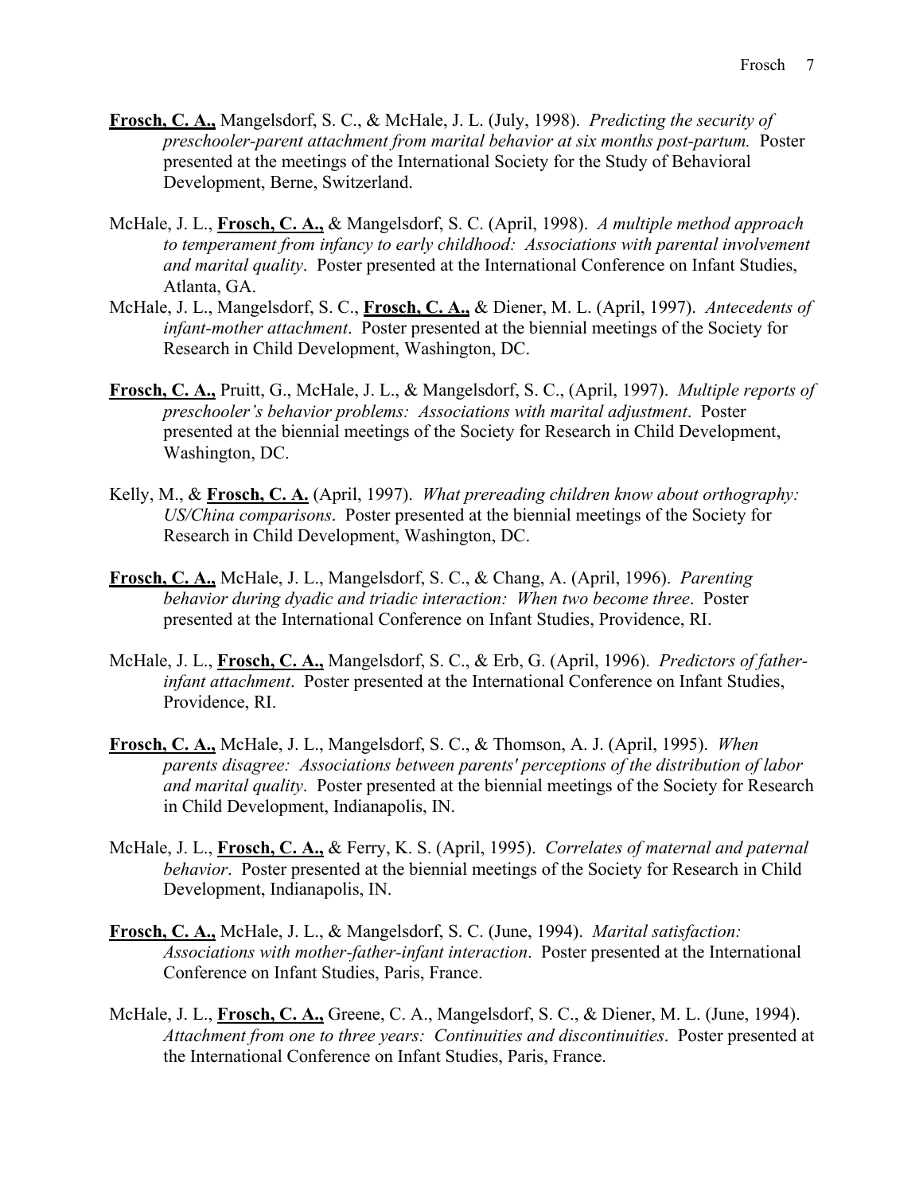**Frosch, C. A.,** Mangelsdorf, S. C., & McHale, J. L. (July, 1998). *Predicting the security of preschooler-parent attachment from marital behavior at six months post-partum.* Poster presented at the meetings of the International Society for the Study of Behavioral Development, Berne, Switzerland.

McHale, J. L., **Frosch, C. A.,** & Mangelsdorf, S. C. (April, 1998). *A multiple method approach to temperament from infancy to early childhood: Associations with parental involvement and marital quality*. Poster presented at the International Conference on Infant Studies, Atlanta, GA.

McHale, J. L., Mangelsdorf, S. C., **Frosch, C. A.,** & Diener, M. L. (April, 1997). *Antecedents of infant-mother attachment*. Poster presented at the biennial meetings of the Society for Research in Child Development, Washington, DC.

**Frosch, C. A.,** Pruitt, G., McHale, J. L., & Mangelsdorf, S. C., (April, 1997). *Multiple reports of preschooler's behavior problems: Associations with marital adjustment*. Poster presented at the biennial meetings of the Society for Research in Child Development, Washington, DC.

Kelly, M., & **Frosch, C. A.** (April, 1997). *What prereading children know about orthography: US/China comparisons*. Poster presented at the biennial meetings of the Society for Research in Child Development, Washington, DC.

**Frosch, C. A.,** McHale, J. L., Mangelsdorf, S. C., & Chang, A. (April, 1996). *Parenting behavior during dyadic and triadic interaction: When two become three*. Poster presented at the International Conference on Infant Studies, Providence, RI.

McHale, J. L., **Frosch, C. A.,** Mangelsdorf, S. C., & Erb, G. (April, 1996). *Predictors of father-infant attachment*. Poster presented at the International Conference on Infant Studies, Providence, RI.

**Frosch, C. A.,** McHale, J. L., Mangelsdorf, S. C., & Thomson, A. J. (April, 1995). *When parents disagree: Associations between parents' perceptions of the distribution of labor and marital quality*. Poster presented at the biennial meetings of the Society for Research in Child Development, Indianapolis, IN.

McHale, J. L., **Frosch, C. A.,** & Ferry, K. S. (April, 1995). *Correlates of maternal and paternal behavior*. Poster presented at the biennial meetings of the Society for Research in Child Development, Indianapolis, IN.

**Frosch, C. A.,** McHale, J. L., & Mangelsdorf, S. C. (June, 1994). *Marital satisfaction: Associations with mother-father-infant interaction*. Poster presented at the International Conference on Infant Studies, Paris, France.

McHale, J. L., **Frosch, C. A.,** Greene, C. A., Mangelsdorf, S. C., & Diener, M. L. (June, 1994). *Attachment from one to three years: Continuities and discontinuities*. Poster presented at the International Conference on Infant Studies, Paris, France.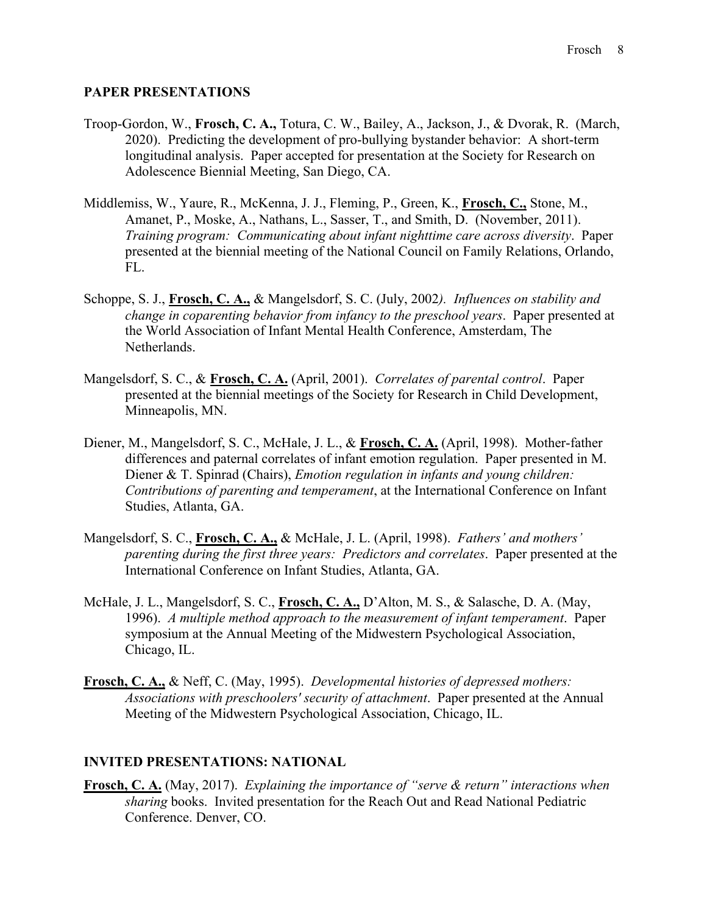## PAPER PRESENTATIONS

Troop-Gordon, W., **Frosch, C. A.,** Totura, C. W., Bailey, A., Jackson, J., & Dvorak, R. (March, 2020). Predicting the development of pro-bullying bystander behavior: A short-term longitudinal analysis. Paper accepted for presentation at the Society for Research on Adolescence Biennial Meeting, San Diego, CA.

Middlemiss, W., Yaure, R., McKenna, J. J., Fleming, P., Green, K., **Frosch, C.,** Stone, M., Amanet, P., Moske, A., Nathans, L., Sasser, T., and Smith, D. (November, 2011). *Training program: Communicating about infant nighttime care across diversity*. Paper presented at the biennial meeting of the National Council on Family Relations, Orlando, FL.

Schoppe, S. J., **Frosch, C. A.,** & Mangelsdorf, S. C. (July, 2002*). Influences on stability and change in coparenting behavior from infancy to the preschool years*. Paper presented at the World Association of Infant Mental Health Conference, Amsterdam, The Netherlands.

Mangelsdorf, S. C., & **Frosch, C. A.** (April, 2001). *Correlates of parental control*. Paper presented at the biennial meetings of the Society for Research in Child Development, Minneapolis, MN.

Diener, M., Mangelsdorf, S. C., McHale, J. L., & **Frosch, C. A.** (April, 1998). Mother-father differences and paternal correlates of infant emotion regulation. Paper presented in M. Diener & T. Spinrad (Chairs), *Emotion regulation in infants and young children: Contributions of parenting and temperament*, at the International Conference on Infant Studies, Atlanta, GA.

Mangelsdorf, S. C., **Frosch, C. A.,** & McHale, J. L. (April, 1998). *Fathers' and mothers' parenting during the first three years: Predictors and correlates*. Paper presented at the International Conference on Infant Studies, Atlanta, GA.

McHale, J. L., Mangelsdorf, S. C., **Frosch, C. A.,** D'Alton, M. S., & Salasche, D. A. (May, 1996). *A multiple method approach to the measurement of infant temperament*. Paper symposium at the Annual Meeting of the Midwestern Psychological Association, Chicago, IL.

**Frosch, C. A.,** & Neff, C. (May, 1995). *Developmental histories of depressed mothers: Associations with preschoolers' security of attachment*. Paper presented at the Annual Meeting of the Midwestern Psychological Association, Chicago, IL.

## INVITED PRESENTATIONS: NATIONAL

**Frosch, C. A.** (May, 2017). *Explaining the importance of "serve & return" interactions when sharing* books. Invited presentation for the Reach Out and Read National Pediatric Conference. Denver, CO.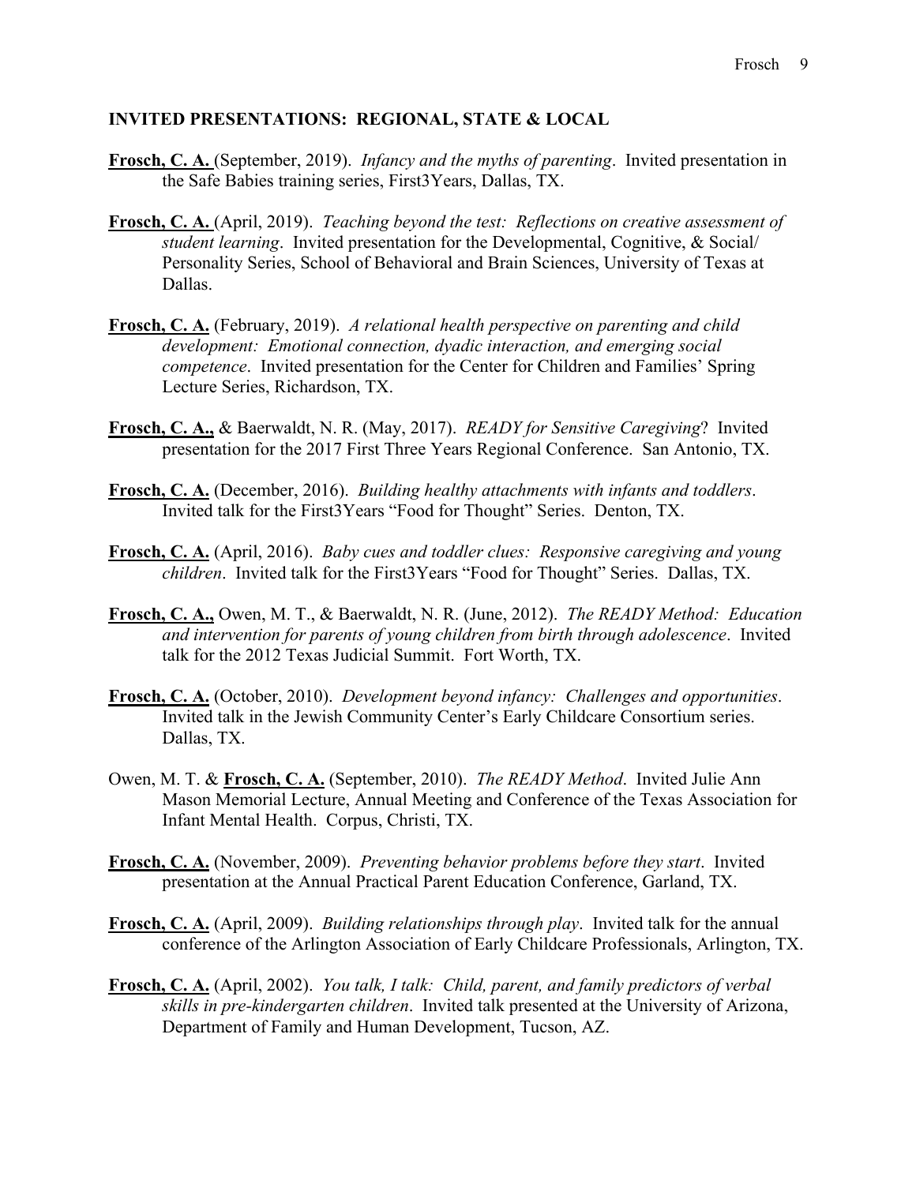## INVITED PRESENTATIONS: REGIONAL, STATE & LOCAL

**Frosch, C. A.** (September, 2019). *Infancy and the myths of parenting*. Invited presentation in the Safe Babies training series, First3Years, Dallas, TX.

**Frosch, C. A.** (April, 2019). *Teaching beyond the test: Reflections on creative assessment of student learning*. Invited presentation for the Developmental, Cognitive, & Social/ Personality Series, School of Behavioral and Brain Sciences, University of Texas at Dallas.

**Frosch, C. A.** (February, 2019). *A relational health perspective on parenting and child development: Emotional connection, dyadic interaction, and emerging social competence*. Invited presentation for the Center for Children and Families' Spring Lecture Series, Richardson, TX.

**Frosch, C. A.,** & Baerwaldt, N. R. (May, 2017). *READY for Sensitive Caregiving*? Invited presentation for the 2017 First Three Years Regional Conference. San Antonio, TX.

**Frosch, C. A.** (December, 2016). *Building healthy attachments with infants and toddlers*. Invited talk for the First3Years "Food for Thought" Series. Denton, TX.

**Frosch, C. A.** (April, 2016). *Baby cues and toddler clues: Responsive caregiving and young children*. Invited talk for the First3Years "Food for Thought" Series. Dallas, TX.

**Frosch, C. A.,** Owen, M. T., & Baerwaldt, N. R. (June, 2012). *The READY Method: Education and intervention for parents of young children from birth through adolescence*. Invited talk for the 2012 Texas Judicial Summit. Fort Worth, TX.

**Frosch, C. A.** (October, 2010). *Development beyond infancy: Challenges and opportunities*. Invited talk in the Jewish Community Center's Early Childcare Consortium series. Dallas, TX.

Owen, M. T. & **Frosch, C. A.** (September, 2010). *The READY Method*. Invited Julie Ann Mason Memorial Lecture, Annual Meeting and Conference of the Texas Association for Infant Mental Health. Corpus, Christi, TX.

**Frosch, C. A.** (November, 2009). *Preventing behavior problems before they start*. Invited presentation at the Annual Practical Parent Education Conference, Garland, TX.

**Frosch, C. A.** (April, 2009). *Building relationships through play*. Invited talk for the annual conference of the Arlington Association of Early Childcare Professionals, Arlington, TX.

**Frosch, C. A.** (April, 2002). *You talk, I talk: Child, parent, and family predictors of verbal skills in pre-kindergarten children*. Invited talk presented at the University of Arizona, Department of Family and Human Development, Tucson, AZ.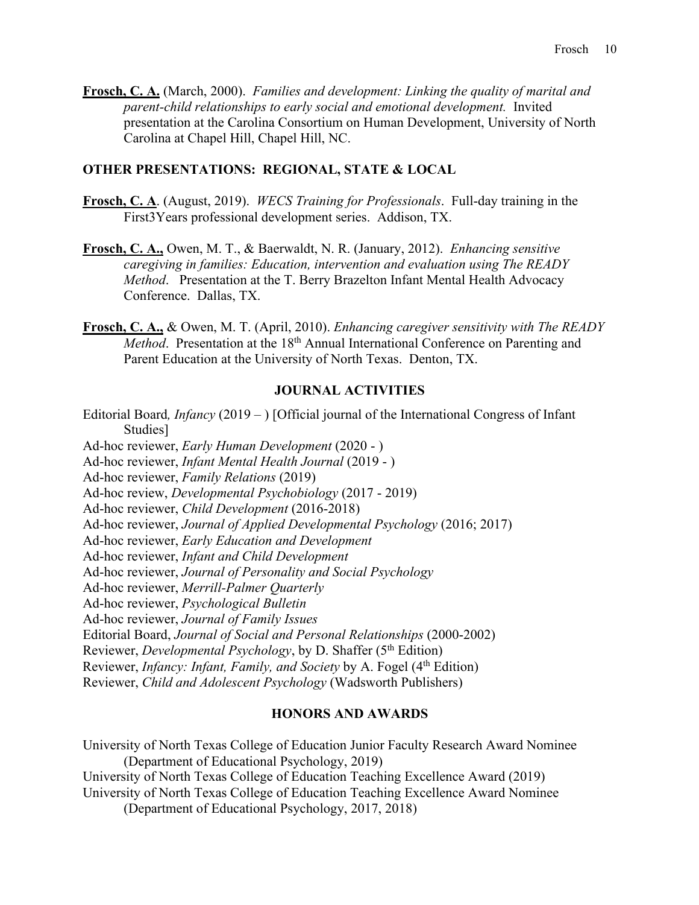**<u>Frosch, C. A.</u>** (March, 2000). *Families and development: Linking the quality of marital and parent-child relationships to early social and emotional development.* Invited presentation at the Carolina Consortium on Human Development, University of North Carolina at Chapel Hill, Chapel Hill, NC.

## OTHER PRESENTATIONS: REGIONAL, STATE & LOCAL

**<u>Frosch, C. A</u>**. (August, 2019). *WECS Training for Professionals*. Full-day training in the First3Years professional development series. Addison, TX.

**<u>Frosch, C. A.,</u>** Owen, M. T., & Baerwaldt, N. R. (January, 2012). *Enhancing sensitive caregiving in families: Education, intervention and evaluation using The READY Method*. Presentation at the T. Berry Brazelton Infant Mental Health Advocacy Conference. Dallas, TX.

**<u>Frosch, C. A.,</u>** & Owen, M. T. (April, 2010). *Enhancing caregiver sensitivity with The READY Method*. Presentation at the 18th Annual International Conference on Parenting and Parent Education at the University of North Texas. Denton, TX.

## JOURNAL ACTIVITIES

Editorial Board*, Infancy* (2019 – ) [Official journal of the International Congress of Infant Studies]
Ad-hoc reviewer, *Early Human Development* (2020 - )
Ad-hoc reviewer, *Infant Mental Health Journal* (2019 - )
Ad-hoc reviewer, *Family Relations* (2019)
Ad-hoc review, *Developmental Psychobiology* (2017 - 2019)
Ad-hoc reviewer, *Child Development* (2016-2018)
Ad-hoc reviewer, *Journal of Applied Developmental Psychology* (2016; 2017)
Ad-hoc reviewer, *Early Education and Development*
Ad-hoc reviewer, *Infant and Child Development*
Ad-hoc reviewer, *Journal of Personality and Social Psychology*
Ad-hoc reviewer, *Merrill-Palmer Quarterly*
Ad-hoc reviewer, *Psychological Bulletin*
Ad-hoc reviewer, *Journal of Family Issues*
Editorial Board, *Journal of Social and Personal Relationships* (2000-2002)
Reviewer, *Developmental Psychology*, by D. Shaffer (5th Edition)
Reviewer, *Infancy: Infant, Family, and Society* by A. Fogel (4th Edition)
Reviewer, *Child and Adolescent Psychology* (Wadsworth Publishers)

## HONORS AND AWARDS

University of North Texas College of Education Junior Faculty Research Award Nominee (Department of Educational Psychology, 2019)
University of North Texas College of Education Teaching Excellence Award (2019)
University of North Texas College of Education Teaching Excellence Award Nominee (Department of Educational Psychology, 2017, 2018)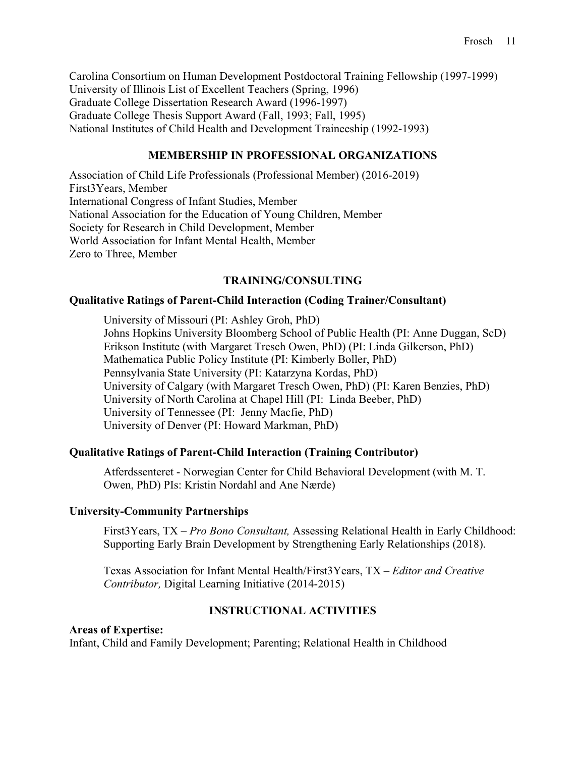Carolina Consortium on Human Development Postdoctoral Training Fellowship (1997-1999)
University of Illinois List of Excellent Teachers (Spring, 1996)
Graduate College Dissertation Research Award (1996-1997)
Graduate College Thesis Support Award (Fall, 1993; Fall, 1995)
National Institutes of Child Health and Development Traineeship (1992-1993)

## MEMBERSHIP IN PROFESSIONAL ORGANIZATIONS

Association of Child Life Professionals (Professional Member) (2016-2019)
First3Years, Member
International Congress of Infant Studies, Member
National Association for the Education of Young Children, Member
Society for Research in Child Development, Member
World Association for Infant Mental Health, Member
Zero to Three, Member

## TRAINING/CONSULTING

### Qualitative Ratings of Parent-Child Interaction (Coding Trainer/Consultant)

University of Missouri (PI: Ashley Groh, PhD)
Johns Hopkins University Bloomberg School of Public Health (PI: Anne Duggan, ScD)
Erikson Institute (with Margaret Tresch Owen, PhD) (PI: Linda Gilkerson, PhD)
Mathematica Public Policy Institute (PI: Kimberly Boller, PhD)
Pennsylvania State University (PI: Katarzyna Kordas, PhD)
University of Calgary (with Margaret Tresch Owen, PhD) (PI: Karen Benzies, PhD)
University of North Carolina at Chapel Hill (PI: Linda Beeber, PhD)
University of Tennessee (PI: Jenny Macfie, PhD)
University of Denver (PI: Howard Markman, PhD)

### Qualitative Ratings of Parent-Child Interaction (Training Contributor)

Atferdssenteret - Norwegian Center for Child Behavioral Development (with M. T. Owen, PhD) PIs: Kristin Nordahl and Ane Nærde)

### University-Community Partnerships

First3Years, TX – *Pro Bono Consultant,* Assessing Relational Health in Early Childhood: Supporting Early Brain Development by Strengthening Early Relationships (2018).

Texas Association for Infant Mental Health/First3Years, TX – *Editor and Creative Contributor,* Digital Learning Initiative (2014-2015)

## INSTRUCTIONAL ACTIVITIES

**Areas of Expertise:**
Infant, Child and Family Development; Parenting; Relational Health in Childhood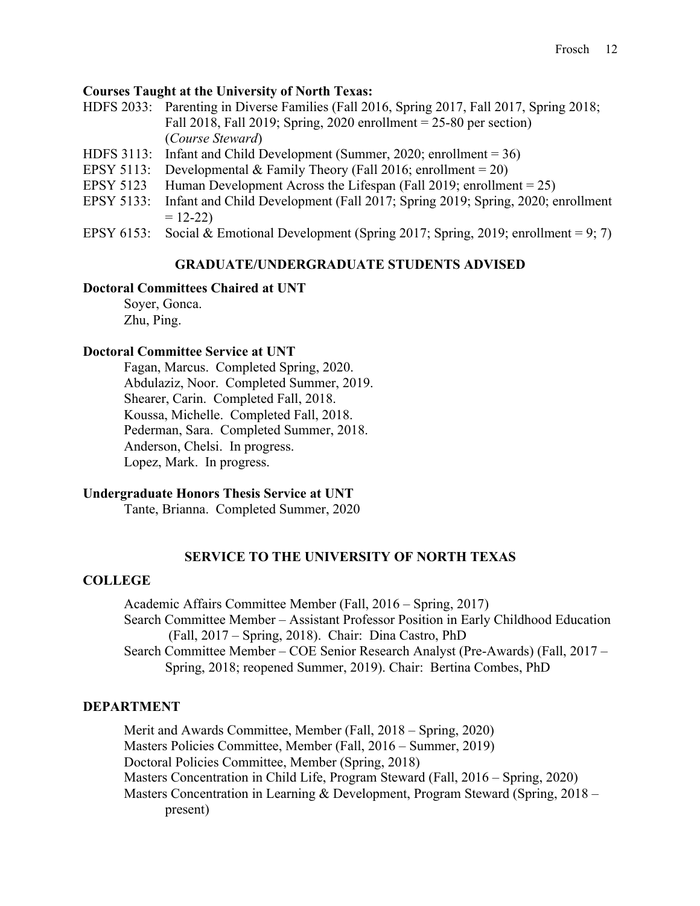**Courses Taught at the University of North Texas:**

HDFS 2033: Parenting in Diverse Families (Fall 2016, Spring 2017, Fall 2017, Spring 2018; Fall 2018, Fall 2019; Spring, 2020 enrollment = 25-80 per section) (*Course Steward*)

HDFS 3113: Infant and Child Development (Summer, 2020; enrollment = 36)

EPSY 5113: Developmental & Family Theory (Fall 2016; enrollment = 20)

EPSY 5123 Human Development Across the Lifespan (Fall 2019; enrollment = 25)

EPSY 5133: Infant and Child Development (Fall 2017; Spring 2019; Spring, 2020; enrollment = 12-22)

EPSY 6153: Social & Emotional Development (Spring 2017; Spring, 2019; enrollment = 9; 7)

## GRADUATE/UNDERGRADUATE STUDENTS ADVISED

**Doctoral Committees Chaired at UNT**

Soyer, Gonca.
Zhu, Ping.

**Doctoral Committee Service at UNT**

Fagan, Marcus. Completed Spring, 2020.
Abdulaziz, Noor. Completed Summer, 2019.
Shearer, Carin. Completed Fall, 2018.
Koussa, Michelle. Completed Fall, 2018.
Pederman, Sara. Completed Summer, 2018.
Anderson, Chelsi. In progress.
Lopez, Mark. In progress.

**Undergraduate Honors Thesis Service at UNT**

Tante, Brianna. Completed Summer, 2020

## SERVICE TO THE UNIVERSITY OF NORTH TEXAS

### COLLEGE

Academic Affairs Committee Member (Fall, 2016 – Spring, 2017)
Search Committee Member – Assistant Professor Position in Early Childhood Education (Fall, 2017 – Spring, 2018). Chair: Dina Castro, PhD
Search Committee Member – COE Senior Research Analyst (Pre-Awards) (Fall, 2017 – Spring, 2018; reopened Summer, 2019). Chair: Bertina Combes, PhD

### DEPARTMENT

Merit and Awards Committee, Member (Fall, 2018 – Spring, 2020)
Masters Policies Committee, Member (Fall, 2016 – Summer, 2019)
Doctoral Policies Committee, Member (Spring, 2018)
Masters Concentration in Child Life, Program Steward (Fall, 2016 – Spring, 2020)
Masters Concentration in Learning & Development, Program Steward (Spring, 2018 – present)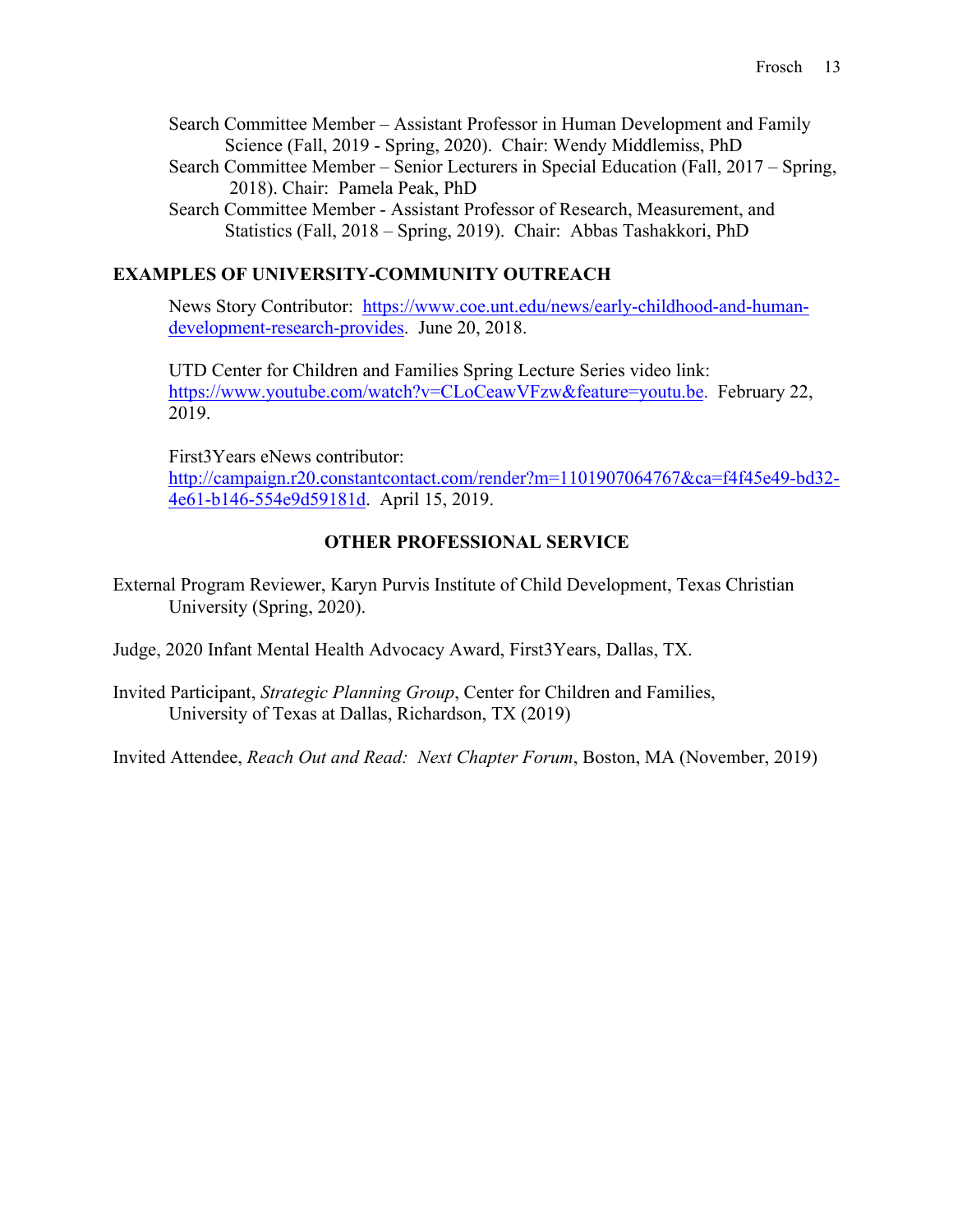Search Committee Member – Assistant Professor in Human Development and Family Science (Fall, 2019 - Spring, 2020). Chair: Wendy Middlemiss, PhD

Search Committee Member – Senior Lecturers in Special Education (Fall, 2017 – Spring, 2018). Chair: Pamela Peak, PhD

Search Committee Member - Assistant Professor of Research, Measurement, and Statistics (Fall, 2018 – Spring, 2019). Chair: Abbas Tashakkori, PhD

**EXAMPLES OF UNIVERSITY-COMMUNITY OUTREACH**

News Story Contributor: https://www.coe.unt.edu/news/early-childhood-and-human-development-research-provides. June 20, 2018.

UTD Center for Children and Families Spring Lecture Series video link: https://www.youtube.com/watch?v=CLoCeawVFzw&feature=youtu.be. February 22, 2019.

First3Years eNews contributor: http://campaign.r20.constantcontact.com/render?m=1101907064767&ca=f4f45e49-bd32-4e61-b146-554e9d59181d. April 15, 2019.

## OTHER PROFESSIONAL SERVICE

External Program Reviewer, Karyn Purvis Institute of Child Development, Texas Christian University (Spring, 2020).

Judge, 2020 Infant Mental Health Advocacy Award, First3Years, Dallas, TX.

Invited Participant, *Strategic Planning Group*, Center for Children and Families, University of Texas at Dallas, Richardson, TX (2019)

Invited Attendee, *Reach Out and Read: Next Chapter Forum*, Boston, MA (November, 2019)